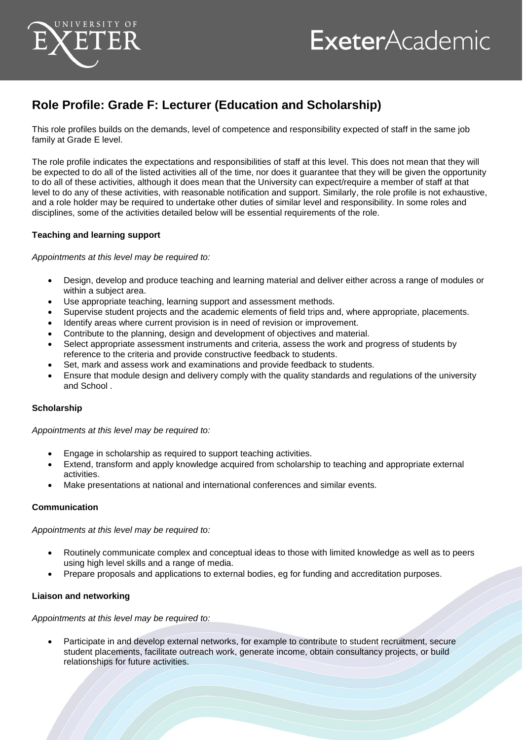# Role Profile: Grade F: Lecturer (Education and Scholarship)

This role profiles builds on the demands, level of competence and responsibility expected of staff in the same job family at Grade E level.

The role profile indicates the expectations and responsibilities of staff at this level. This does not mean that they will be expected to do all of the listed activities all of the time, nor does it guarantee that they will be given the opportunity to do all of these activities, although it does mean that the University can expect/require a member of staff at that level to do any of these activities, with reasonable notification and support. Similarly, the role profile is not exhaustive, and a role holder may be required to undertake other duties of similar level and responsibility. In some roles and disciplines, some of the activities detailed below will be essential requirements of the role.

### Teaching and learning support

*Appointments at this level may be required to:*

- Design, develop and produce teaching and learning material and deliver either across a range of modules or within a subject area.
- Use appropriate teaching, learning support and assessment methods.
- Supervise student projects and the academic elements of field trips and, where appropriate, placements.
- Identify areas where current provision is in need of revision or improvement.
- Contribute to the planning, design and development of objectives and material.
- Select appropriate assessment instruments and criteria, assess the work and progress of students by reference to the criteria and provide constructive feedback to students.
- Set, mark and assess work and examinations and provide feedback to students.
- Ensure that module design and delivery comply with the quality standards and regulations of the university and School .

### Scholarship

*Appointments at this level may be required to:*

- Engage in scholarship as required to support teaching activities.
- Extend, transform and apply knowledge acquired from scholarship to teaching and appropriate external activities.
- Make presentations at national and international conferences and similar events.

### Communication

*Appointments at this level may be required to:*

- Routinely communicate complex and conceptual ideas to those with limited knowledge as well as to peers using high level skills and a range of media.
- Prepare proposals and applications to external bodies, eg for funding and accreditation purposes.

### Liaison and networking

*Appointments at this level may be required to:*

- Participate in and develop external networks, for example to contribute to student recruitment, secure student placements, facilitate outreach work, generate income, obtain consultancy projects, or build relationships for future activities.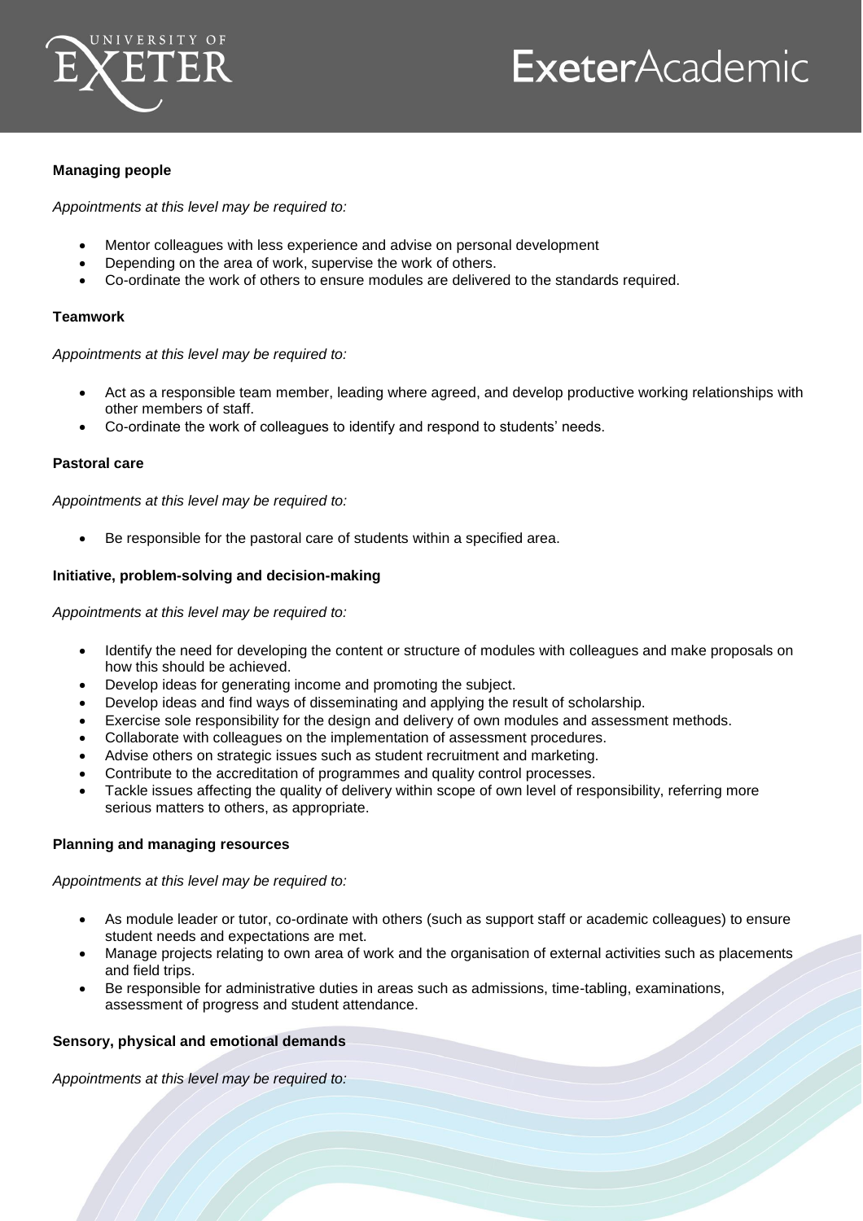**Managing people**

*Appointments at this level may be required to:*

- Mentor colleagues with less experience and advise on personal development
- Depending on the area of work, supervise the work of others.
- Co-ordinate the work of others to ensure modules are delivered to the standards required.

**Teamwork**

*Appointments at this level may be required to:*

- Act as a responsible team member, leading where agreed, and develop productive working relationships with other members of staff.
- Co-ordinate the work of colleagues to identify and respond to students' needs.

**Pastoral care**

*Appointments at this level may be required to:*

- Be responsible for the pastoral care of students within a specified area.

**Initiative, problem-solving and decision-making**

*Appointments at this level may be required to:*

- Identify the need for developing the content or structure of modules with colleagues and make proposals on how this should be achieved.
- Develop ideas for generating income and promoting the subject.
- Develop ideas and find ways of disseminating and applying the result of scholarship.
- Exercise sole responsibility for the design and delivery of own modules and assessment methods.
- Collaborate with colleagues on the implementation of assessment procedures.
- Advise others on strategic issues such as student recruitment and marketing.
- Contribute to the accreditation of programmes and quality control processes.
- Tackle issues affecting the quality of delivery within scope of own level of responsibility, referring more serious matters to others, as appropriate.

**Planning and managing resources**

*Appointments at this level may be required to:*

- As module leader or tutor, co-ordinate with others (such as support staff or academic colleagues) to ensure student needs and expectations are met.
- Manage projects relating to own area of work and the organisation of external activities such as placements and field trips.
- Be responsible for administrative duties in areas such as admissions, time-tabling, examinations, assessment of progress and student attendance.

**Sensory, physical and emotional demands**

*Appointments at this level may be required to:*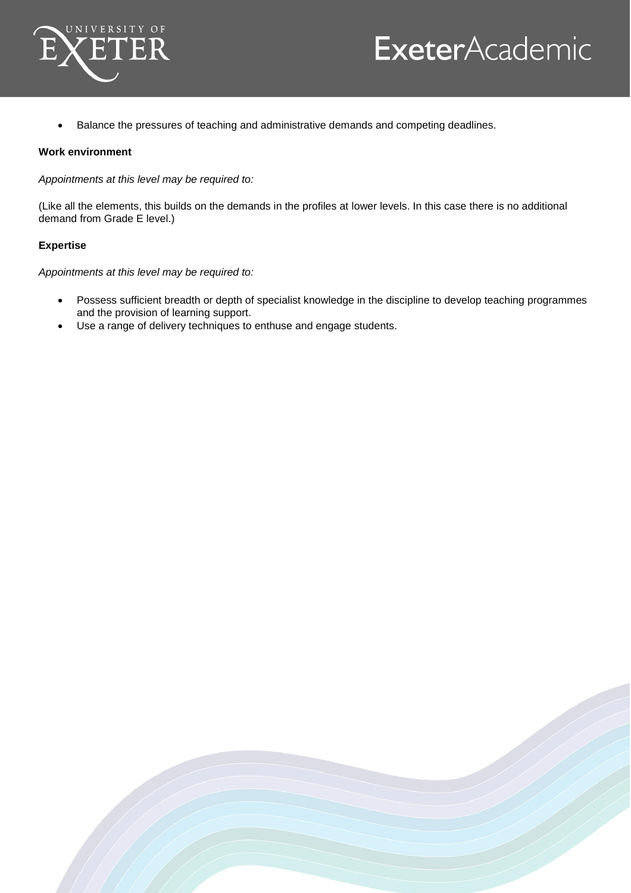- Balance the pressures of teaching and administrative demands and competing deadlines.

**Work environment**

*Appointments at this level may be required to:*

(Like all the elements, this builds on the demands in the profiles at lower levels. In this case there is no additional demand from Grade E level.)

**Expertise**

*Appointments at this level may be required to:*

- Possess sufficient breadth or depth of specialist knowledge in the discipline to develop teaching programmes and the provision of learning support.
- Use a range of delivery techniques to enthuse and engage students.